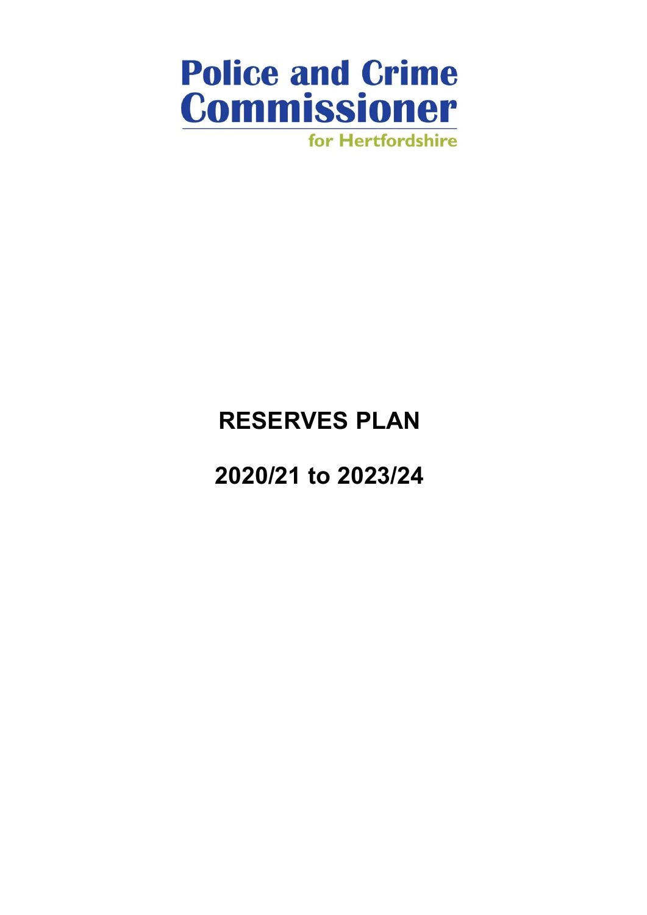**Police and Crime Commissioner**

**for Hertfordshire**

# RESERVES PLAN

# 2020/21 to 2023/24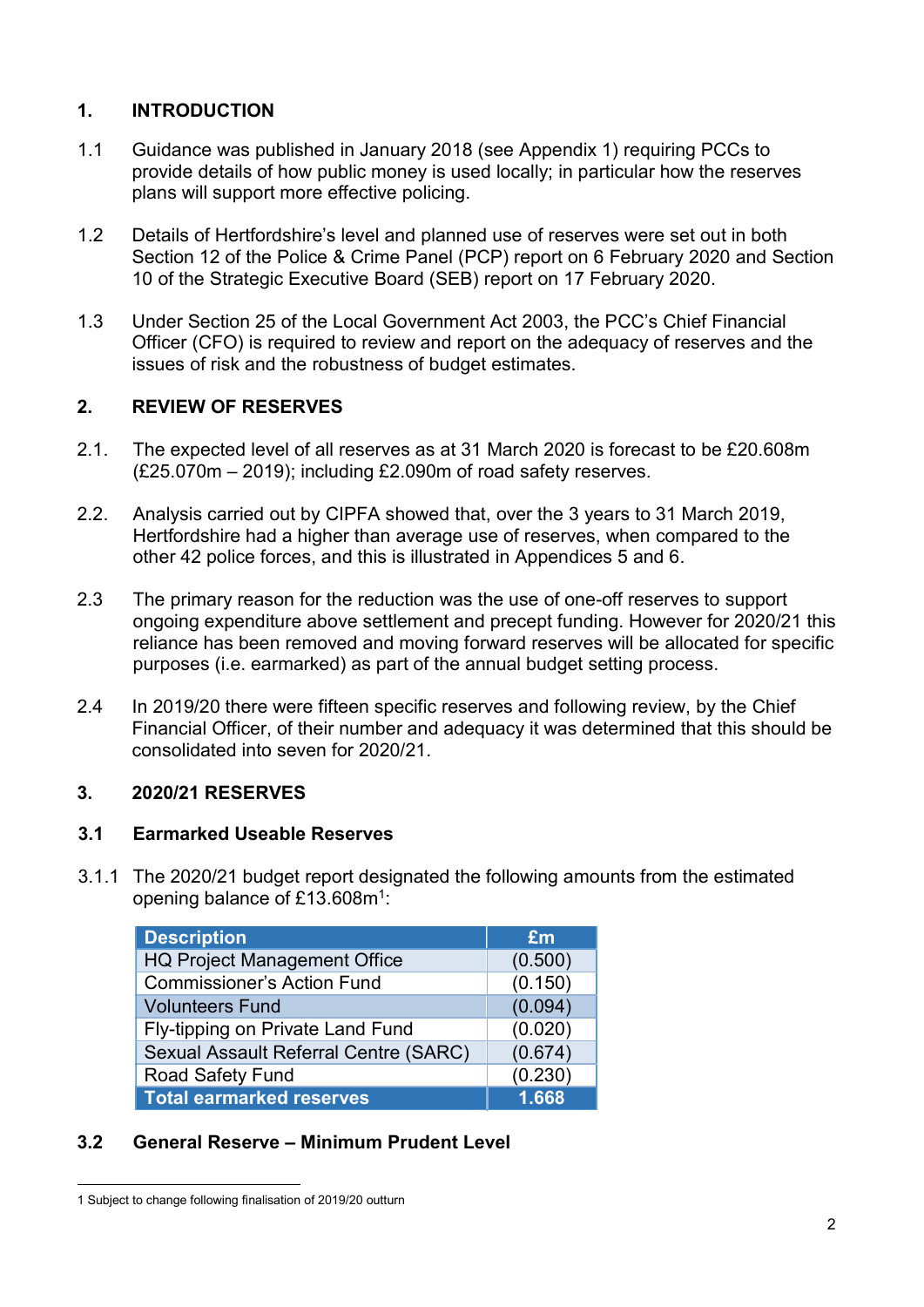## 1. INTRODUCTION

1.1 Guidance was published in January 2018 (see Appendix 1) requiring PCCs to provide details of how public money is used locally; in particular how the reserves plans will support more effective policing.

1.2 Details of Hertfordshire's level and planned use of reserves were set out in both Section 12 of the Police & Crime Panel (PCP) report on 6 February 2020 and Section 10 of the Strategic Executive Board (SEB) report on 17 February 2020.

1.3 Under Section 25 of the Local Government Act 2003, the PCC's Chief Financial Officer (CFO) is required to review and report on the adequacy of reserves and the issues of risk and the robustness of budget estimates.

## 2. REVIEW OF RESERVES

2.1. The expected level of all reserves as at 31 March 2020 is forecast to be £20.608m (£25.070m – 2019); including £2.090m of road safety reserves.

2.2. Analysis carried out by CIPFA showed that, over the 3 years to 31 March 2019, Hertfordshire had a higher than average use of reserves, when compared to the other 42 police forces, and this is illustrated in Appendices 5 and 6.

2.3 The primary reason for the reduction was the use of one-off reserves to support ongoing expenditure above settlement and precept funding. However for 2020/21 this reliance has been removed and moving forward reserves will be allocated for specific purposes (i.e. earmarked) as part of the annual budget setting process.

2.4 In 2019/20 there were fifteen specific reserves and following review, by the Chief Financial Officer, of their number and adequacy it was determined that this should be consolidated into seven for 2020/21.

## 3. 2020/21 RESERVES

### 3.1 Earmarked Useable Reserves

3.1.1 The 2020/21 budget report designated the following amounts from the estimated opening balance of £13.608m[1]:

| Description | £m |
|---|---|
| HQ Project Management Office | (0.500) |
| Commissioner's Action Fund | (0.150) |
| Volunteers Fund | (0.094) |
| Fly-tipping on Private Land Fund | (0.020) |
| Sexual Assault Referral Centre (SARC) | (0.674) |
| Road Safety Fund | (0.230) |
| **Total earmarked reserves** | **1.668** |

### 3.2 General Reserve – Minimum Prudent Level

1 Subject to change following finalisation of 2019/20 outturn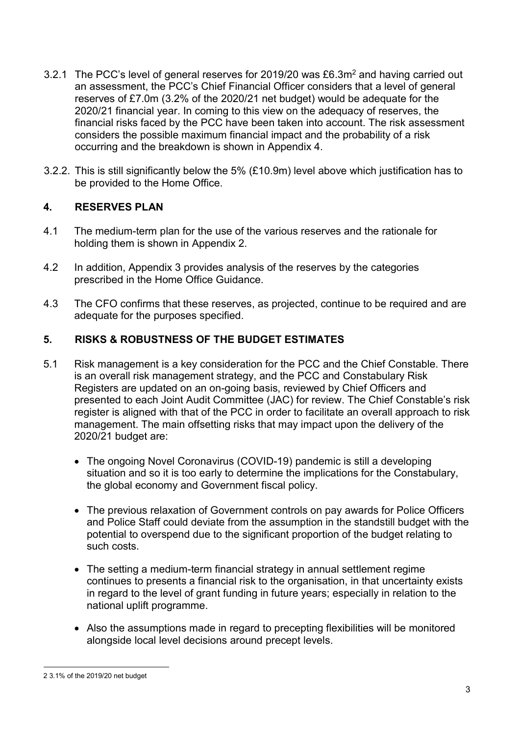3.2.1 The PCC's level of general reserves for 2019/20 was £6.3m[2] and having carried out an assessment, the PCC's Chief Financial Officer considers that a level of general reserves of £7.0m (3.2% of the 2020/21 net budget) would be adequate for the 2020/21 financial year. In coming to this view on the adequacy of reserves, the financial risks faced by the PCC have been taken into account. The risk assessment considers the possible maximum financial impact and the probability of a risk occurring and the breakdown is shown in Appendix 4.

3.2.2. This is still significantly below the 5% (£10.9m) level above which justification has to be provided to the Home Office.

## 4. RESERVES PLAN

4.1 The medium-term plan for the use of the various reserves and the rationale for holding them is shown in Appendix 2.

4.2 In addition, Appendix 3 provides analysis of the reserves by the categories prescribed in the Home Office Guidance.

4.3 The CFO confirms that these reserves, as projected, continue to be required and are adequate for the purposes specified.

## 5. RISKS & ROBUSTNESS OF THE BUDGET ESTIMATES

5.1 Risk management is a key consideration for the PCC and the Chief Constable. There is an overall risk management strategy, and the PCC and Constabulary Risk Registers are updated on an on-going basis, reviewed by Chief Officers and presented to each Joint Audit Committee (JAC) for review. The Chief Constable's risk register is aligned with that of the PCC in order to facilitate an overall approach to risk management. The main offsetting risks that may impact upon the delivery of the 2020/21 budget are:

- The ongoing Novel Coronavirus (COVID-19) pandemic is still a developing situation and so it is too early to determine the implications for the Constabulary, the global economy and Government fiscal policy.
- The previous relaxation of Government controls on pay awards for Police Officers and Police Staff could deviate from the assumption in the standstill budget with the potential to overspend due to the significant proportion of the budget relating to such costs.
- The setting a medium-term financial strategy in annual settlement regime continues to presents a financial risk to the organisation, in that uncertainty exists in regard to the level of grant funding in future years; especially in relation to the national uplift programme.
- Also the assumptions made in regard to precepting flexibilities will be monitored alongside local level decisions around precept levels.

---

[2] 3.1% of the 2019/20 net budget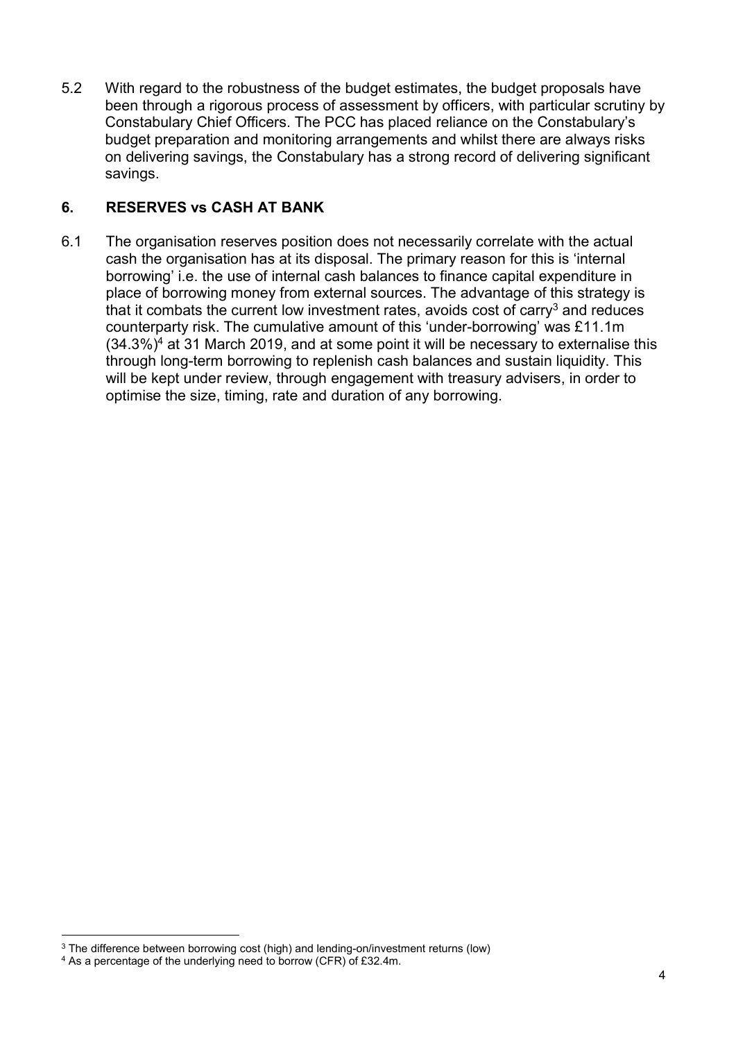5.2 With regard to the robustness of the budget estimates, the budget proposals have been through a rigorous process of assessment by officers, with particular scrutiny by Constabulary Chief Officers. The PCC has placed reliance on the Constabulary's budget preparation and monitoring arrangements and whilst there are always risks on delivering savings, the Constabulary has a strong record of delivering significant savings.

## 6. RESERVES vs CASH AT BANK

6.1 The organisation reserves position does not necessarily correlate with the actual cash the organisation has at its disposal. The primary reason for this is 'internal borrowing' i.e. the use of internal cash balances to finance capital expenditure in place of borrowing money from external sources. The advantage of this strategy is that it combats the current low investment rates, avoids cost of carry[3] and reduces counterparty risk. The cumulative amount of this 'under-borrowing' was £11.1m (34.3%)[4] at 31 March 2019, and at some point it will be necessary to externalise this through long-term borrowing to replenish cash balances and sustain liquidity. This will be kept under review, through engagement with treasury advisers, in order to optimise the size, timing, rate and duration of any borrowing.

---

[3] The difference between borrowing cost (high) and lending-on/investment returns (low)

[4] As a percentage of the underlying need to borrow (CFR) of £32.4m.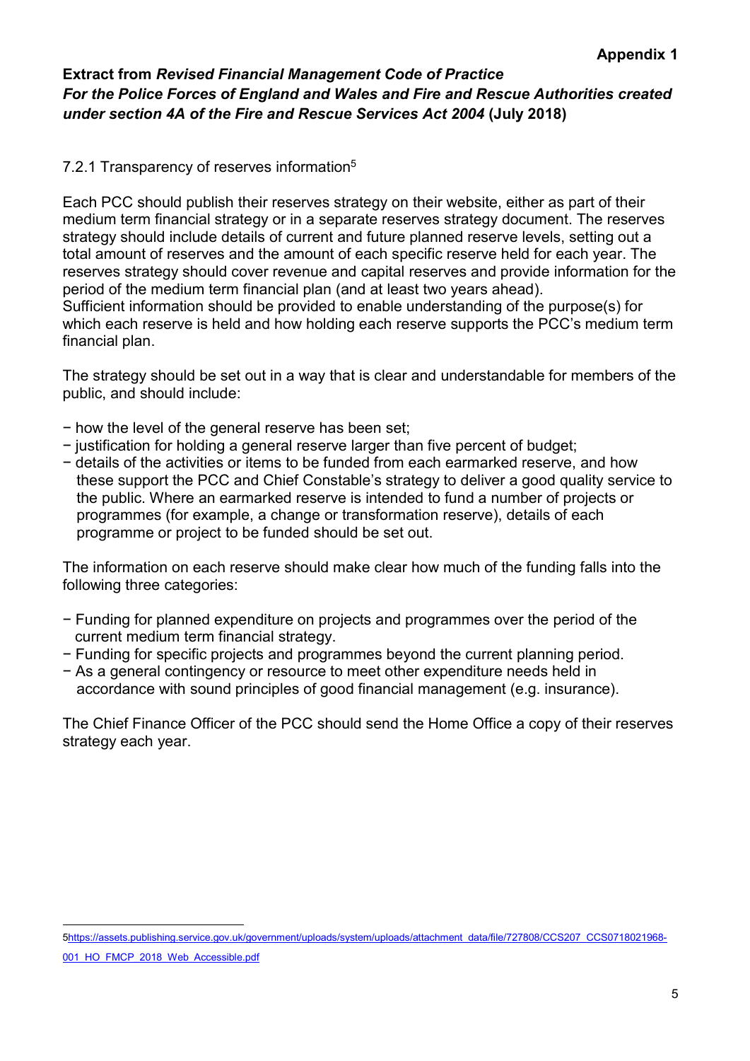**Appendix 1**

**Extract from *Revised Financial Management Code of Practice For the Police Forces of England and Wales and Fire and Rescue Authorities created under section 4A of the Fire and Rescue Services Act 2004* (July 2018)**

7.2.1 Transparency of reserves information[5]

Each PCC should publish their reserves strategy on their website, either as part of their medium term financial strategy or in a separate reserves strategy document. The reserves strategy should include details of current and future planned reserve levels, setting out a total amount of reserves and the amount of each specific reserve held for each year. The reserves strategy should cover revenue and capital reserves and provide information for the period of the medium term financial plan (and at least two years ahead).
Sufficient information should be provided to enable understanding of the purpose(s) for which each reserve is held and how holding each reserve supports the PCC's medium term financial plan.

The strategy should be set out in a way that is clear and understandable for members of the public, and should include:

- how the level of the general reserve has been set;
- justification for holding a general reserve larger than five percent of budget;
- details of the activities or items to be funded from each earmarked reserve, and how these support the PCC and Chief Constable's strategy to deliver a good quality service to the public. Where an earmarked reserve is intended to fund a number of projects or programmes (for example, a change or transformation reserve), details of each programme or project to be funded should be set out.

The information on each reserve should make clear how much of the funding falls into the following three categories:

- Funding for planned expenditure on projects and programmes over the period of the current medium term financial strategy.
- Funding for specific projects and programmes beyond the current planning period.
- As a general contingency or resource to meet other expenditure needs held in accordance with sound principles of good financial management (e.g. insurance).

The Chief Finance Officer of the PCC should send the Home Office a copy of their reserves strategy each year.

---

5 https://assets.publishing.service.gov.uk/government/uploads/system/uploads/attachment_data/file/727808/CCS207_CCS0718021968-001_HO_FMCP_2018_Web_Accessible.pdf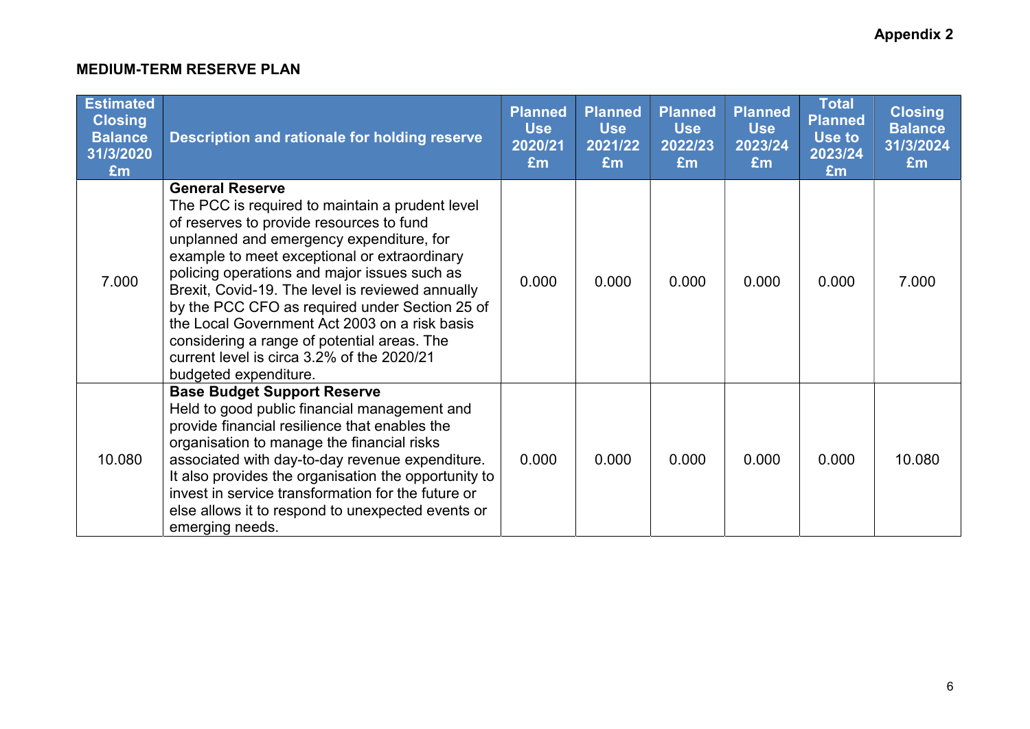Appendix 2

**MEDIUM-TERM RESERVE PLAN**

| Estimated Closing Balance 31/3/2020 £m | Description and rationale for holding reserve | Planned Use 2020/21 £m | Planned Use 2021/22 £m | Planned Use 2022/23 £m | Planned Use 2023/24 £m | Total Planned Use to 2023/24 £m | Closing Balance 31/3/2024 £m |
|---|---|---|---|---|---|---|---|
| 7.000 | **General Reserve** The PCC is required to maintain a prudent level of reserves to provide resources to fund unplanned and emergency expenditure, for example to meet exceptional or extraordinary policing operations and major issues such as Brexit, Covid-19. The level is reviewed annually by the PCC CFO as required under Section 25 of the Local Government Act 2003 on a risk basis considering a range of potential areas. The current level is circa 3.2% of the 2020/21 budgeted expenditure. | 0.000 | 0.000 | 0.000 | 0.000 | 0.000 | 7.000 |
| 10.080 | **Base Budget Support Reserve** Held to good public financial management and provide financial resilience that enables the organisation to manage the financial risks associated with day-to-day revenue expenditure. It also provides the organisation the opportunity to invest in service transformation for the future or else allows it to respond to unexpected events or emerging needs. | 0.000 | 0.000 | 0.000 | 0.000 | 0.000 | 10.080 |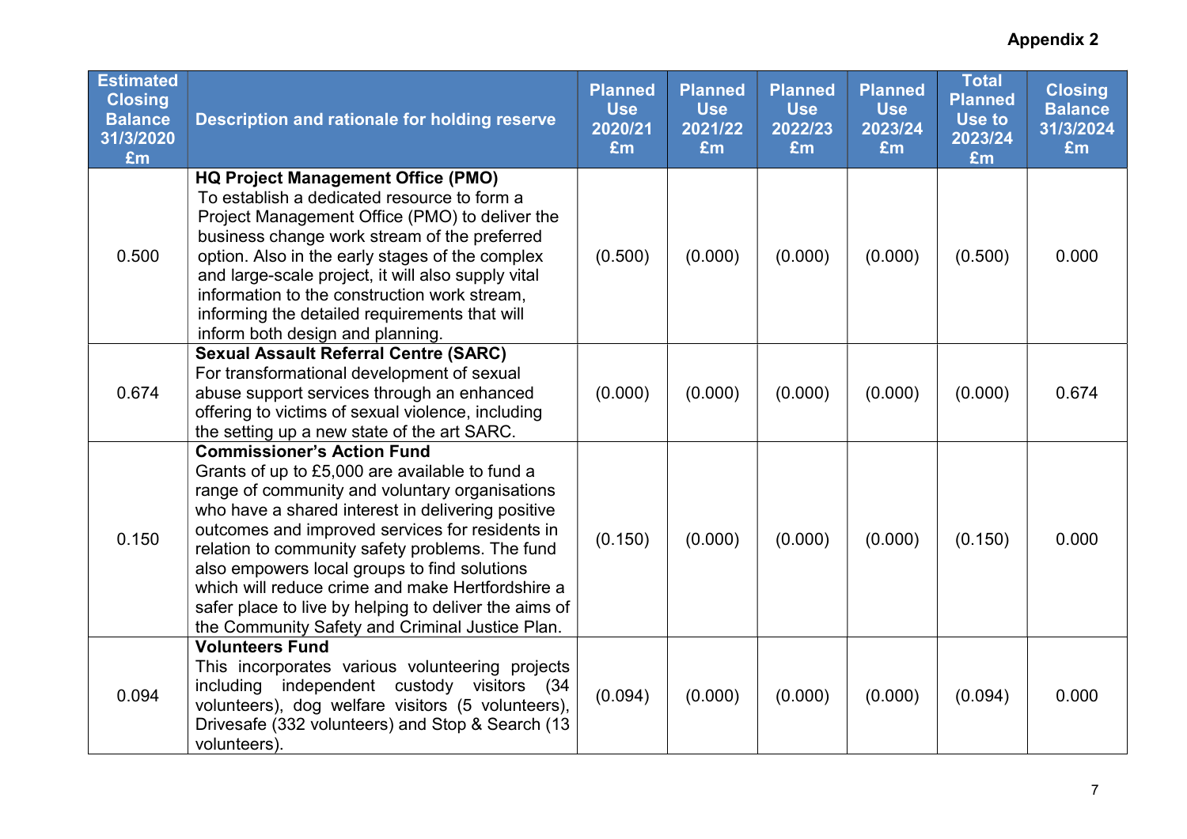**Appendix 2**

| Estimated Closing Balance 31/3/2020 £m | Description and rationale for holding reserve | Planned Use 2020/21 £m | Planned Use 2021/22 £m | Planned Use 2022/23 £m | Planned Use 2023/24 £m | Total Planned Use to 2023/24 £m | Closing Balance 31/3/2024 £m |
|---|---|---|---|---|---|---|---|
| 0.500 | **HQ Project Management Office (PMO)** To establish a dedicated resource to form a Project Management Office (PMO) to deliver the business change work stream of the preferred option. Also in the early stages of the complex and large-scale project, it will also supply vital information to the construction work stream, informing the detailed requirements that will inform both design and planning. | (0.500) | (0.000) | (0.000) | (0.000) | (0.500) | 0.000 |
| 0.674 | **Sexual Assault Referral Centre (SARC)** For transformational development of sexual abuse support services through an enhanced offering to victims of sexual violence, including the setting up a new state of the art SARC. | (0.000) | (0.000) | (0.000) | (0.000) | (0.000) | 0.674 |
| 0.150 | **Commissioner's Action Fund** Grants of up to £5,000 are available to fund a range of community and voluntary organisations who have a shared interest in delivering positive outcomes and improved services for residents in relation to community safety problems. The fund also empowers local groups to find solutions which will reduce crime and make Hertfordshire a safer place to live by helping to deliver the aims of the Community Safety and Criminal Justice Plan. | (0.150) | (0.000) | (0.000) | (0.000) | (0.150) | 0.000 |
| 0.094 | **Volunteers Fund** This incorporates various volunteering projects including independent custody visitors (34 volunteers), dog welfare visitors (5 volunteers), Drivesafe (332 volunteers) and Stop & Search (13 volunteers). | (0.094) | (0.000) | (0.000) | (0.000) | (0.094) | 0.000 |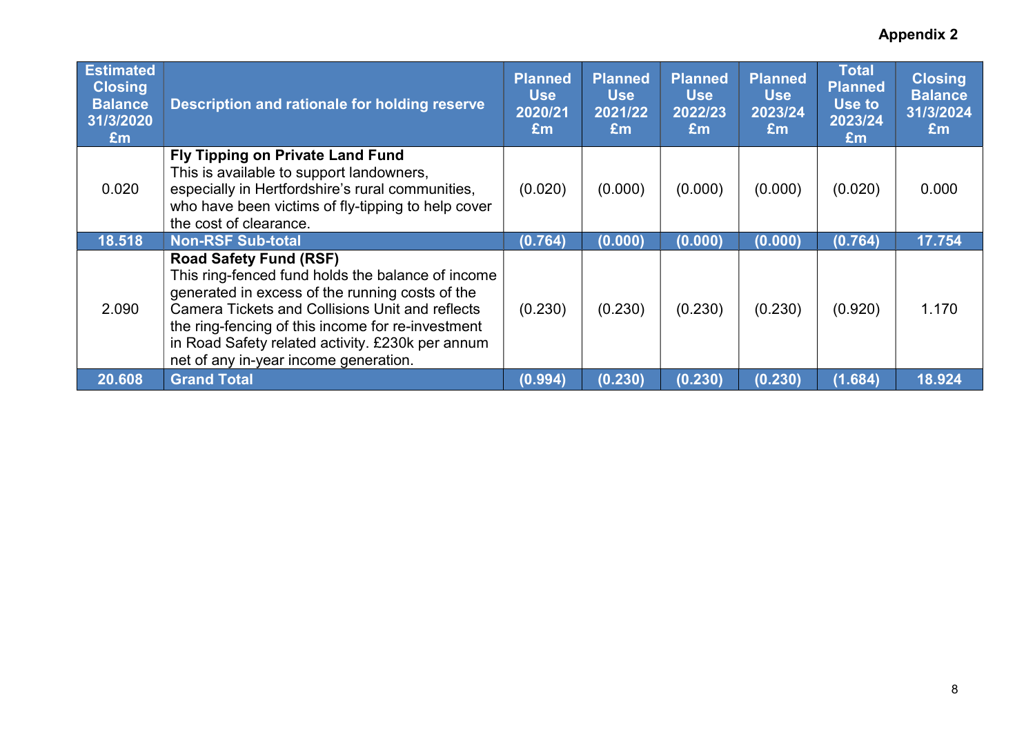**Appendix 2**

| Estimated Closing Balance 31/3/2020 £m | Description and rationale for holding reserve | Planned Use 2020/21 £m | Planned Use 2021/22 £m | Planned Use 2022/23 £m | Planned Use 2023/24 £m | Total Planned Use to 2023/24 £m | Closing Balance 31/3/2024 £m |
|---|---|---|---|---|---|---|---|
| 0.020 | **Fly Tipping on Private Land Fund** This is available to support landowners, especially in Hertfordshire's rural communities, who have been victims of fly-tipping to help cover the cost of clearance. | (0.020) | (0.000) | (0.000) | (0.000) | (0.020) | 0.000 |
| **18.518** | **Non-RSF Sub-total** | **(0.764)** | **(0.000)** | **(0.000)** | **(0.000)** | **(0.764)** | **17.754** |
| 2.090 | **Road Safety Fund (RSF)** This ring-fenced fund holds the balance of income generated in excess of the running costs of the Camera Tickets and Collisions Unit and reflects the ring-fencing of this income for re-investment in Road Safety related activity. £230k per annum net of any in-year income generation. | (0.230) | (0.230) | (0.230) | (0.230) | (0.920) | 1.170 |
| **20.608** | **Grand Total** | **(0.994)** | **(0.230)** | **(0.230)** | **(0.230)** | **(1.684)** | **18.924** |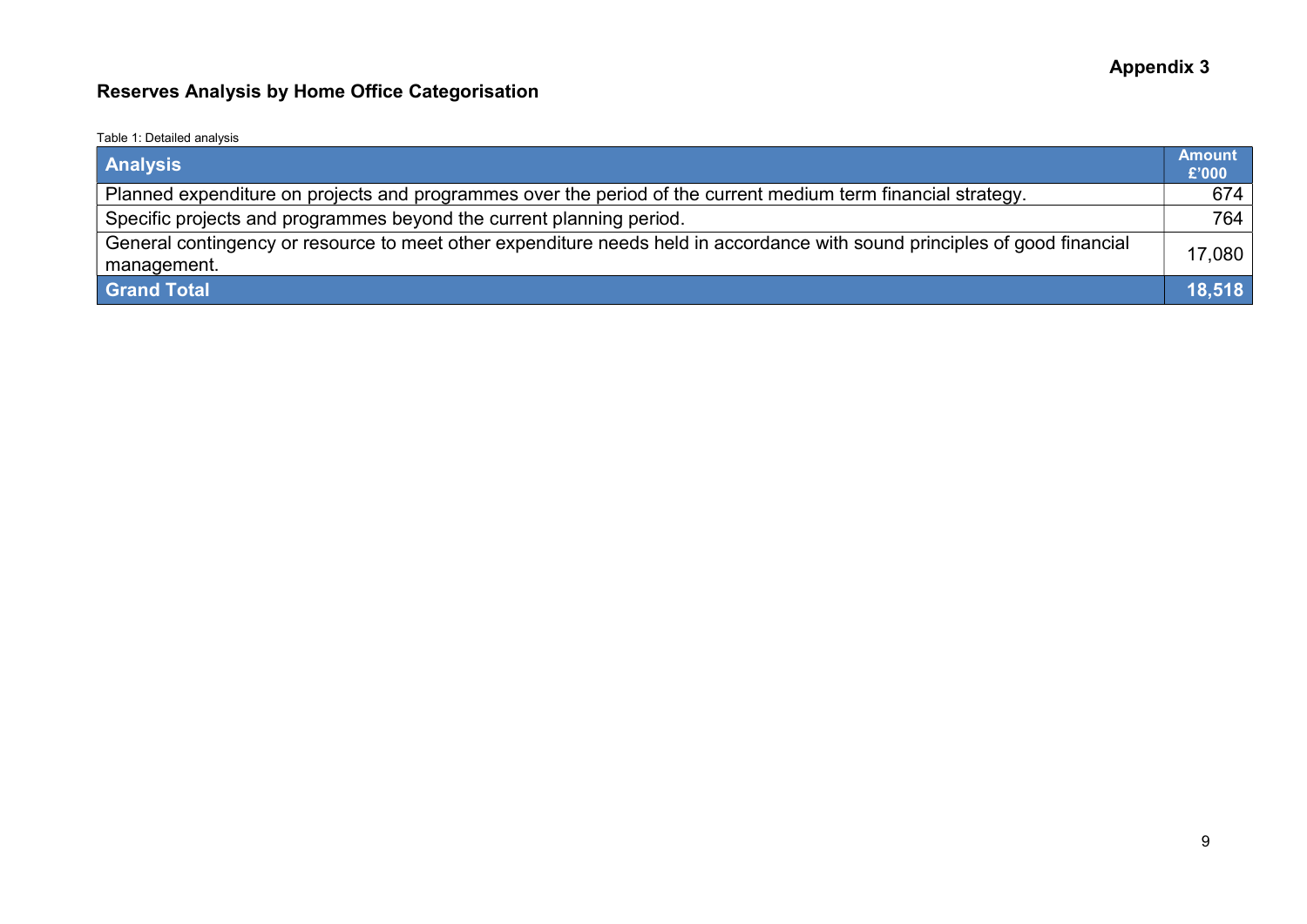**Appendix 3**

## Reserves Analysis by Home Office Categorisation

Table 1: Detailed analysis

| Analysis | Amount £'000 |
|---|---|
| Planned expenditure on projects and programmes over the period of the current medium term financial strategy. | 674 |
| Specific projects and programmes beyond the current planning period. | 764 |
| General contingency or resource to meet other expenditure needs held in accordance with sound principles of good financial management. | 17,080 |
| **Grand Total** | **18,518** |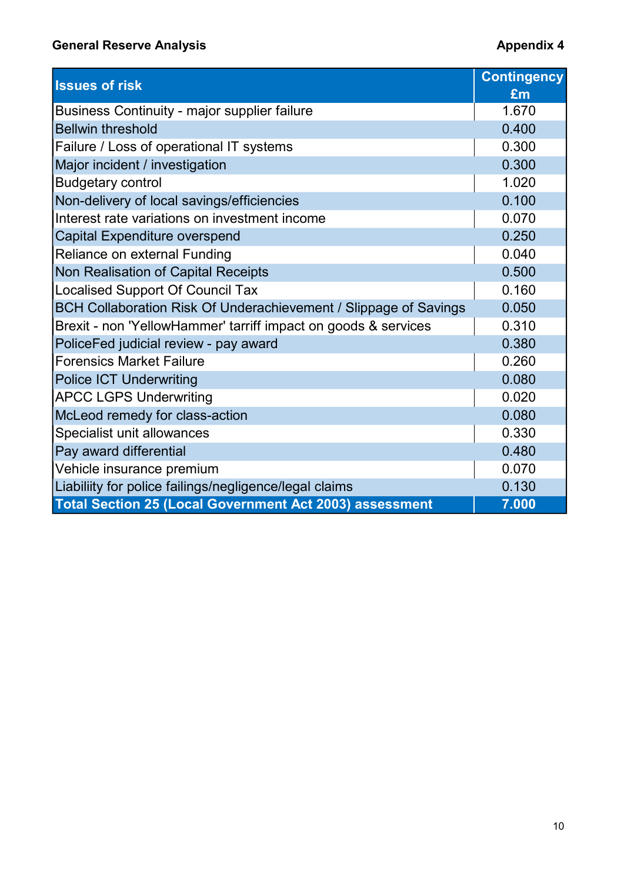**General Reserve Analysis** **Appendix 4**

| Issues of risk | Contingency £m |
|---|---|
| Business Continuity - major supplier failure | 1.670 |
| Bellwin threshold | 0.400 |
| Failure / Loss of operational IT systems | 0.300 |
| Major incident / investigation | 0.300 |
| Budgetary control | 1.020 |
| Non-delivery of local savings/efficiencies | 0.100 |
| Interest rate variations on investment income | 0.070 |
| Capital Expenditure overspend | 0.250 |
| Reliance on external Funding | 0.040 |
| Non Realisation of Capital Receipts | 0.500 |
| Localised Support Of Council Tax | 0.160 |
| BCH Collaboration Risk Of Underachievement / Slippage of Savings | 0.050 |
| Brexit - non 'YellowHammer' tarriff impact on goods & services | 0.310 |
| PoliceFed judicial review - pay award | 0.380 |
| Forensics Market Failure | 0.260 |
| Police ICT Underwriting | 0.080 |
| APCC LGPS Underwriting | 0.020 |
| McLeod remedy for class-action | 0.080 |
| Specialist unit allowances | 0.330 |
| Pay award differential | 0.480 |
| Vehicle insurance premium | 0.070 |
| Liabiility for police failings/negligence/legal claims | 0.130 |
| **Total Section 25 (Local Government Act 2003) assessment** | **7.000** |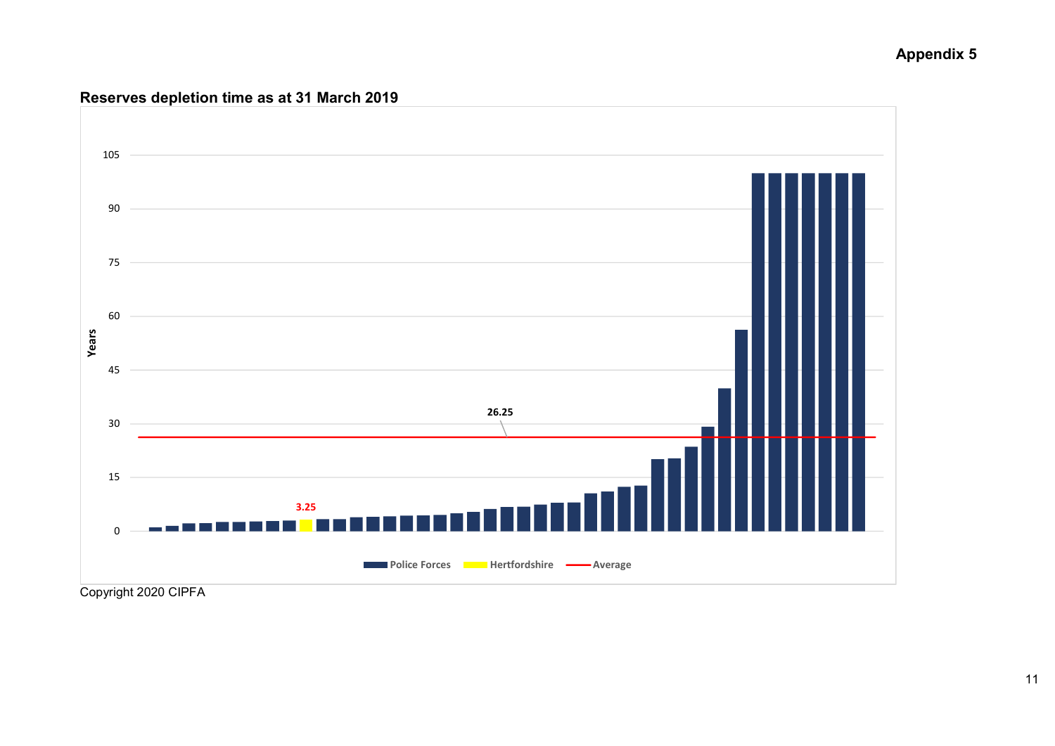**Appendix 5**

**Reserves depletion time as at 31 March 2019**

Years

105

90

75

60

45

30

15

0

26.25

3.25

Police Forces Hertfordshire Average

Copyright 2020 CIPFA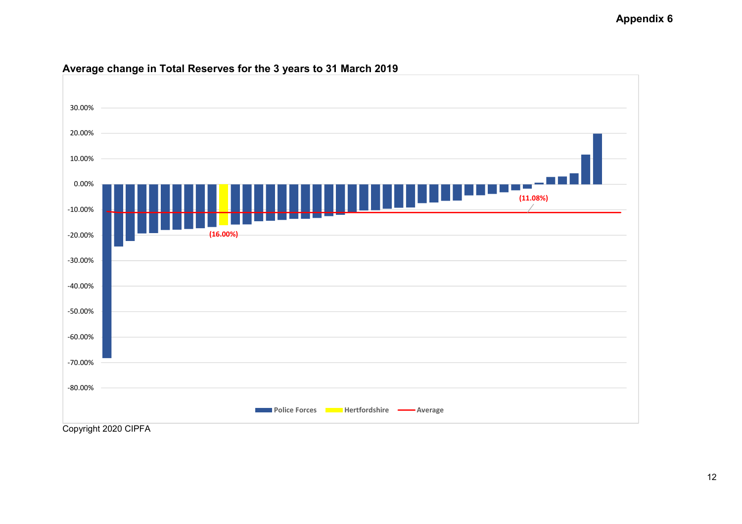Appendix 6

## Average change in Total Reserves for the 3 years to 31 March 2019

30.00%
20.00%
10.00%
0.00%
-10.00%
-20.00%
-30.00%
-40.00%
-50.00%
-60.00%
-70.00%
-80.00%

(16.00%)

(11.08%)

Police Forces
Hertfordshire
Average

Copyright 2020 CIPFA